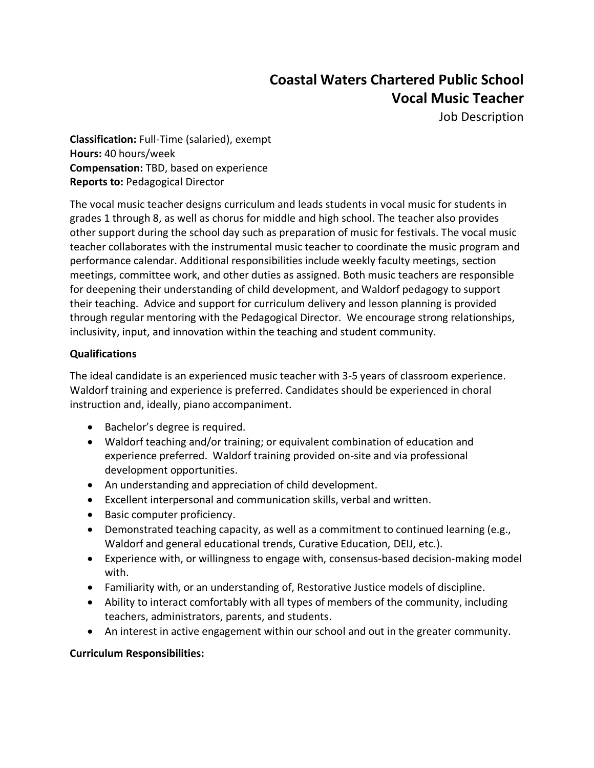# Coastal Waters Chartered Public School

## Vocal Music Teacher

Job Description

**Classification:** Full-Time (salaried), exempt
**Hours:** 40 hours/week
**Compensation:** TBD, based on experience
**Reports to:** Pedagogical Director

The vocal music teacher designs curriculum and leads students in vocal music for students in grades 1 through 8, as well as chorus for middle and high school. The teacher also provides other support during the school day such as preparation of music for festivals. The vocal music teacher collaborates with the instrumental music teacher to coordinate the music program and performance calendar. Additional responsibilities include weekly faculty meetings, section meetings, committee work, and other duties as assigned. Both music teachers are responsible for deepening their understanding of child development, and Waldorf pedagogy to support their teaching. Advice and support for curriculum delivery and lesson planning is provided through regular mentoring with the Pedagogical Director. We encourage strong relationships, inclusivity, input, and innovation within the teaching and student community.

**Qualifications**

The ideal candidate is an experienced music teacher with 3-5 years of classroom experience. Waldorf training and experience is preferred. Candidates should be experienced in choral instruction and, ideally, piano accompaniment.

- Bachelor's degree is required.
- Waldorf teaching and/or training; or equivalent combination of education and experience preferred. Waldorf training provided on-site and via professional development opportunities.
- An understanding and appreciation of child development.
- Excellent interpersonal and communication skills, verbal and written.
- Basic computer proficiency.
- Demonstrated teaching capacity, as well as a commitment to continued learning (e.g., Waldorf and general educational trends, Curative Education, DEIJ, etc.).
- Experience with, or willingness to engage with, consensus-based decision-making model with.
- Familiarity with, or an understanding of, Restorative Justice models of discipline.
- Ability to interact comfortably with all types of members of the community, including teachers, administrators, parents, and students.
- An interest in active engagement within our school and out in the greater community.

**Curriculum Responsibilities:**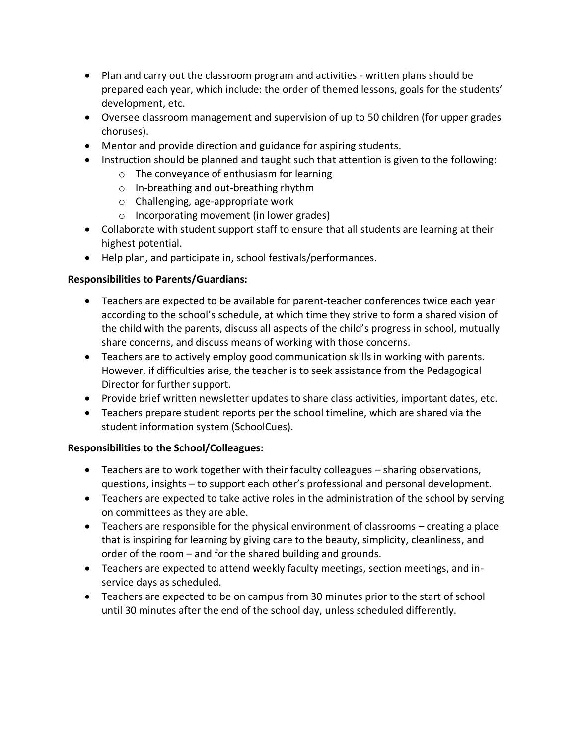- Plan and carry out the classroom program and activities - written plans should be prepared each year, which include: the order of themed lessons, goals for the students' development, etc.
- Oversee classroom management and supervision of up to 50 children (for upper grades choruses).
- Mentor and provide direction and guidance for aspiring students.
- Instruction should be planned and taught such that attention is given to the following:
    - The conveyance of enthusiasm for learning
    - In-breathing and out-breathing rhythm
    - Challenging, age-appropriate work
    - Incorporating movement (in lower grades)
- Collaborate with student support staff to ensure that all students are learning at their highest potential.
- Help plan, and participate in, school festivals/performances.

**Responsibilities to Parents/Guardians:**

- Teachers are expected to be available for parent-teacher conferences twice each year according to the school's schedule, at which time they strive to form a shared vision of the child with the parents, discuss all aspects of the child's progress in school, mutually share concerns, and discuss means of working with those concerns.
- Teachers are to actively employ good communication skills in working with parents. However, if difficulties arise, the teacher is to seek assistance from the Pedagogical Director for further support.
- Provide brief written newsletter updates to share class activities, important dates, etc.
- Teachers prepare student reports per the school timeline, which are shared via the student information system (SchoolCues).

**Responsibilities to the School/Colleagues:**

- Teachers are to work together with their faculty colleagues – sharing observations, questions, insights – to support each other's professional and personal development.
- Teachers are expected to take active roles in the administration of the school by serving on committees as they are able.
- Teachers are responsible for the physical environment of classrooms – creating a place that is inspiring for learning by giving care to the beauty, simplicity, cleanliness, and order of the room – and for the shared building and grounds.
- Teachers are expected to attend weekly faculty meetings, section meetings, and in-service days as scheduled.
- Teachers are expected to be on campus from 30 minutes prior to the start of school until 30 minutes after the end of the school day, unless scheduled differently.